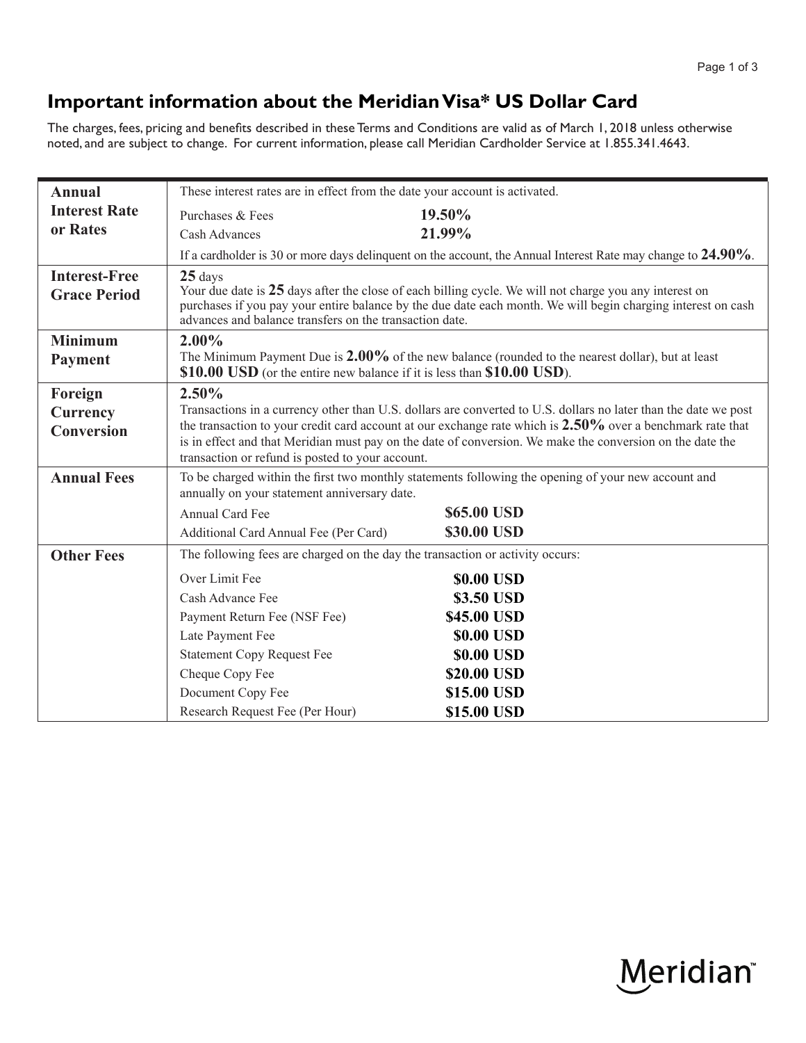# Important information about the Meridian Visa* US Dollar Card

The charges, fees, pricing and benefits described in these Terms and Conditions are valid as of March 1, 2018 unless otherwise noted, and are subject to change. For current information, please call Meridian Cardholder Service at 1.855.341.4643.

| | |
|---|---|
| **Annual Interest Rate or Rates** | These interest rates are in effect from the date your account is activated.<br>Purchases & Fees **19.50%**<br>Cash Advances **21.99%**<br>If a cardholder is 30 or more days delinquent on the account, the Annual Interest Rate may change to **24.90%**. |
| **Interest-Free Grace Period** | **25** days<br>Your due date is **25** days after the close of each billing cycle. We will not charge you any interest on purchases if you pay your entire balance by the due date each month. We will begin charging interest on cash advances and balance transfers on the transaction date. |
| **Minimum Payment** | **2.00%**<br>The Minimum Payment Due is **2.00%** of the new balance (rounded to the nearest dollar), but at least **$10.00 USD** (or the entire new balance if it is less than **$10.00 USD**). |
| **Foreign Currency Conversion** | **2.50%**<br>Transactions in a currency other than U.S. dollars are converted to U.S. dollars no later than the date we post the transaction to your credit card account at our exchange rate which is **2.50%** over a benchmark rate that is in effect and that Meridian must pay on the date of conversion. We make the conversion on the date the transaction or refund is posted to your account. |
| **Annual Fees** | To be charged within the first two monthly statements following the opening of your new account and annually on your statement anniversary date.<br>Annual Card Fee **$65.00 USD**<br>Additional Card Annual Fee (Per Card) **$30.00 USD** |
| **Other Fees** | The following fees are charged on the day the transaction or activity occurs:<br>Over Limit Fee **$0.00 USD**<br>Cash Advance Fee **$3.50 USD**<br>Payment Return Fee (NSF Fee) **$45.00 USD**<br>Late Payment Fee **$0.00 USD**<br>Statement Copy Request Fee **$0.00 USD**<br>Cheque Copy Fee **$20.00 USD**<br>Document Copy Fee **$15.00 USD**<br>Research Request Fee (Per Hour) **$15.00 USD** |

Meridian™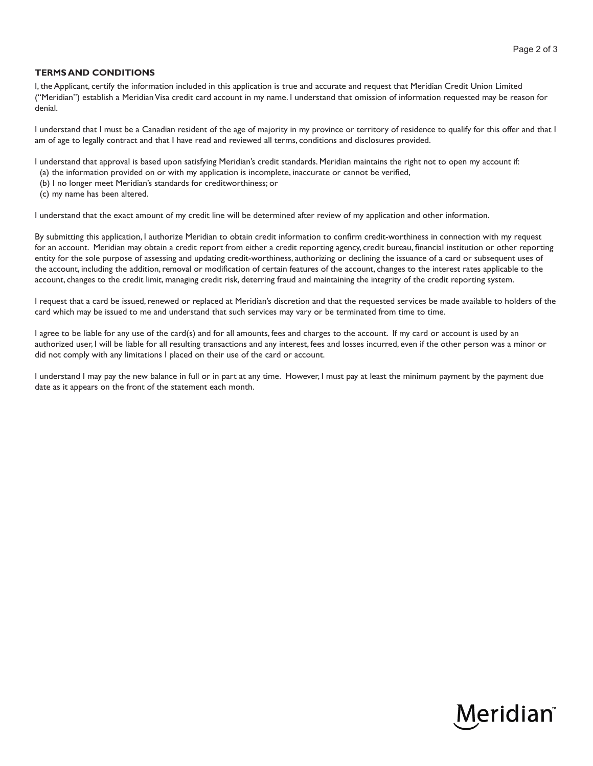## TERMS AND CONDITIONS

I, the Applicant, certify the information included in this application is true and accurate and request that Meridian Credit Union Limited ("Meridian") establish a Meridian Visa credit card account in my name. I understand that omission of information requested may be reason for denial.

I understand that I must be a Canadian resident of the age of majority in my province or territory of residence to qualify for this offer and that I am of age to legally contract and that I have read and reviewed all terms, conditions and disclosures provided.

I understand that approval is based upon satisfying Meridian's credit standards. Meridian maintains the right not to open my account if:

(a) the information provided on or with my application is incomplete, inaccurate or cannot be verified,
(b) I no longer meet Meridian's standards for creditworthiness; or
(c) my name has been altered.

I understand that the exact amount of my credit line will be determined after review of my application and other information.

By submitting this application, I authorize Meridian to obtain credit information to confirm credit-worthiness in connection with my request for an account. Meridian may obtain a credit report from either a credit reporting agency, credit bureau, financial institution or other reporting entity for the sole purpose of assessing and updating credit-worthiness, authorizing or declining the issuance of a card or subsequent uses of the account, including the addition, removal or modification of certain features of the account, changes to the interest rates applicable to the account, changes to the credit limit, managing credit risk, deterring fraud and maintaining the integrity of the credit reporting system.

I request that a card be issued, renewed or replaced at Meridian's discretion and that the requested services be made available to holders of the card which may be issued to me and understand that such services may vary or be terminated from time to time.

I agree to be liable for any use of the card(s) and for all amounts, fees and charges to the account. If my card or account is used by an authorized user, I will be liable for all resulting transactions and any interest, fees and losses incurred, even if the other person was a minor or did not comply with any limitations I placed on their use of the card or account.

I understand I may pay the new balance in full or in part at any time. However, I must pay at least the minimum payment by the payment due date as it appears on the front of the statement each month.

Meridian™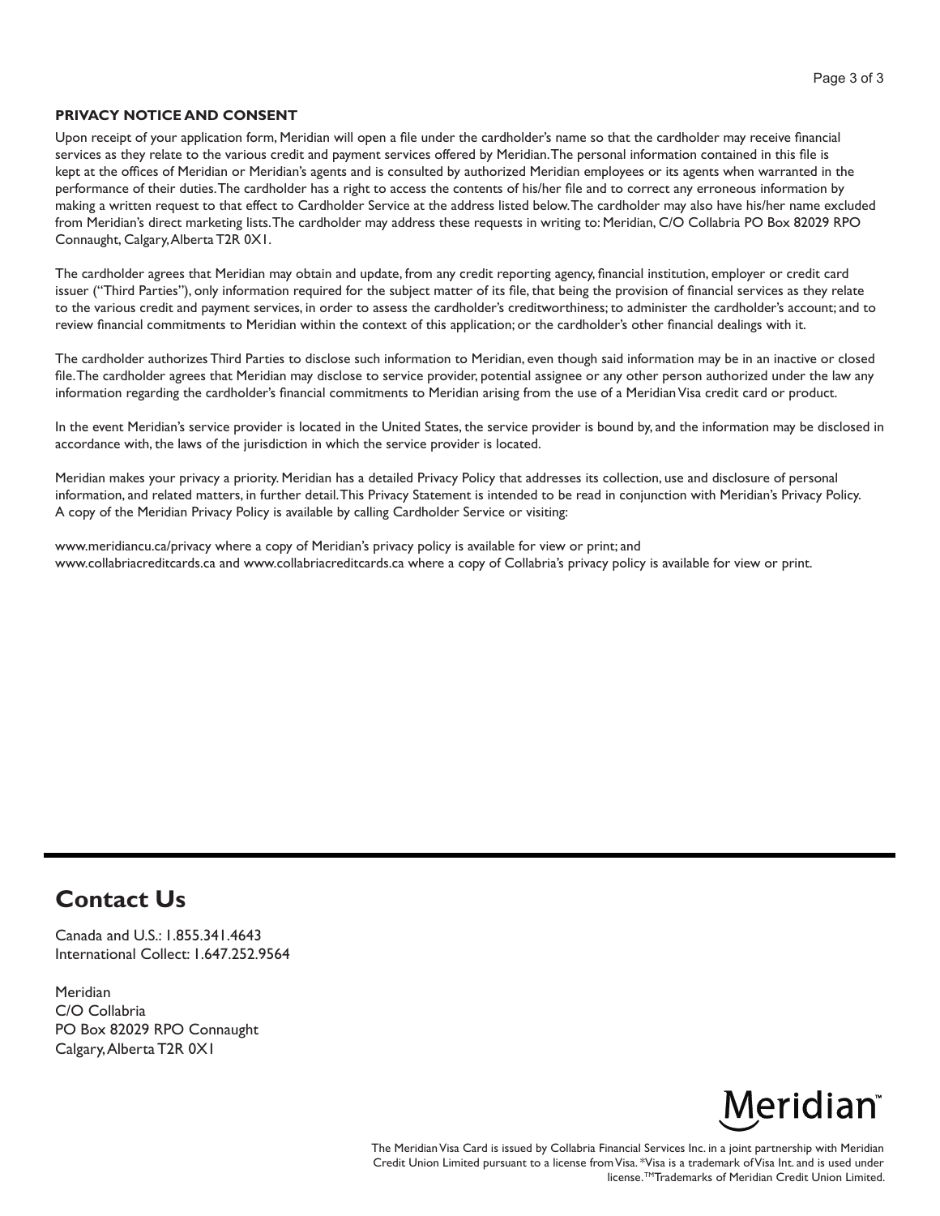**PRIVACY NOTICE AND CONSENT**

Upon receipt of your application form, Meridian will open a file under the cardholder's name so that the cardholder may receive financial services as they relate to the various credit and payment services offered by Meridian. The personal information contained in this file is kept at the offices of Meridian or Meridian's agents and is consulted by authorized Meridian employees or its agents when warranted in the performance of their duties. The cardholder has a right to access the contents of his/her file and to correct any erroneous information by making a written request to that effect to Cardholder Service at the address listed below. The cardholder may also have his/her name excluded from Meridian's direct marketing lists. The cardholder may address these requests in writing to: Meridian, C/O Collabria PO Box 82029 RPO Connaught, Calgary, Alberta T2R 0X1.

The cardholder agrees that Meridian may obtain and update, from any credit reporting agency, financial institution, employer or credit card issuer ("Third Parties"), only information required for the subject matter of its file, that being the provision of financial services as they relate to the various credit and payment services, in order to assess the cardholder's creditworthiness; to administer the cardholder's account; and to review financial commitments to Meridian within the context of this application; or the cardholder's other financial dealings with it.

The cardholder authorizes Third Parties to disclose such information to Meridian, even though said information may be in an inactive or closed file. The cardholder agrees that Meridian may disclose to service provider, potential assignee or any other person authorized under the law any information regarding the cardholder's financial commitments to Meridian arising from the use of a Meridian Visa credit card or product.

In the event Meridian's service provider is located in the United States, the service provider is bound by, and the information may be disclosed in accordance with, the laws of the jurisdiction in which the service provider is located.

Meridian makes your privacy a priority. Meridian has a detailed Privacy Policy that addresses its collection, use and disclosure of personal information, and related matters, in further detail. This Privacy Statement is intended to be read in conjunction with Meridian's Privacy Policy. A copy of the Meridian Privacy Policy is available by calling Cardholder Service or visiting:

www.meridiancu.ca/privacy where a copy of Meridian's privacy policy is available for view or print; and
www.collabriacreditcards.ca and www.collabriacreditcards.ca where a copy of Collabria's privacy policy is available for view or print.

## Contact Us

Canada and U.S.: 1.855.341.4643
International Collect: 1.647.252.9564

Meridian
C/O Collabria
PO Box 82029 RPO Connaught
Calgary, Alberta T2R 0X1

Meridian™

The Meridian Visa Card is issued by Collabria Financial Services Inc. in a joint partnership with Meridian Credit Union Limited pursuant to a license from Visa. *Visa is a trademark of Visa Int. and is used under license. ™Trademarks of Meridian Credit Union Limited.